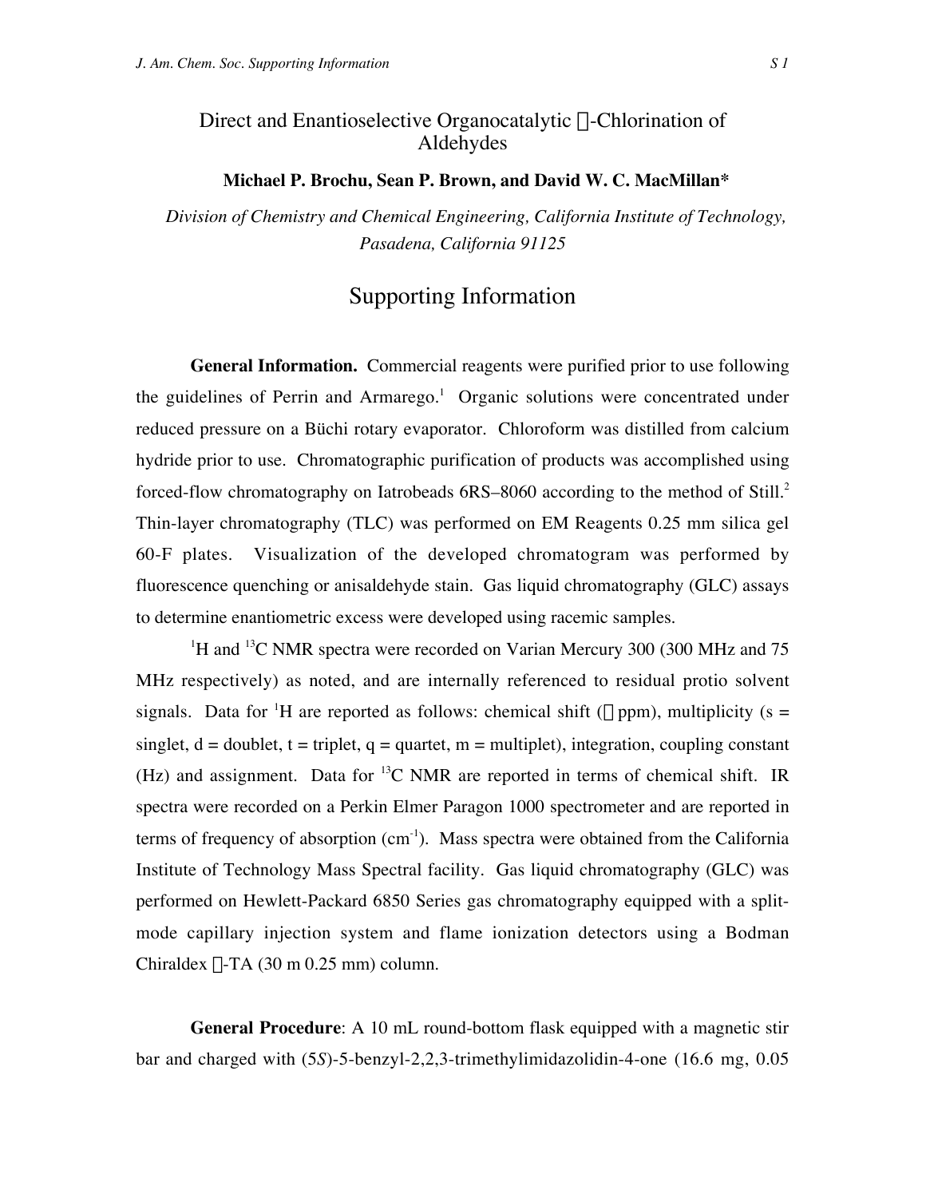# Direct and Enantioselective Organocatalytic α-Chlorination of Aldehydes

**Michael P. Brochu, Sean P. Brown, and David W. C. MacMillan***

*Division of Chemistry and Chemical Engineering, California Institute of Technology, Pasadena, California 91125*

## Supporting Information

**General Information.** Commercial reagents were purified prior to use following the guidelines of Perrin and Armarego.[1] Organic solutions were concentrated under reduced pressure on a Büchi rotary evaporator. Chloroform was distilled from calcium hydride prior to use. Chromatographic purification of products was accomplished using forced-flow chromatography on Iatrobeads 6RS–8060 according to the method of Still.[2] Thin-layer chromatography (TLC) was performed on EM Reagents 0.25 mm silica gel 60-F plates. Visualization of the developed chromatogram was performed by fluorescence quenching or anisaldehyde stain. Gas liquid chromatography (GLC) assays to determine enantiometric excess were developed using racemic samples.

$^{1}$H and $^{13}$C NMR spectra were recorded on Varian Mercury 300 (300 MHz and 75 MHz respectively) as noted, and are internally referenced to residual protio solvent signals. Data for $^{1}$H are reported as follows: chemical shift (δ ppm), multiplicity (s = singlet, d = doublet, t = triplet, q = quartet, m = multiplet), integration, coupling constant (Hz) and assignment. Data for $^{13}$C NMR are reported in terms of chemical shift. IR spectra were recorded on a Perkin Elmer Paragon 1000 spectrometer and are reported in terms of frequency of absorption (cm$^{-1}$). Mass spectra were obtained from the California Institute of Technology Mass Spectral facility. Gas liquid chromatography (GLC) was performed on Hewlett-Packard 6850 Series gas chromatography equipped with a split-mode capillary injection system and flame ionization detectors using a Bodman Chiraldex β-TA (30 m 0.25 mm) column.

**General Procedure**: A 10 mL round-bottom flask equipped with a magnetic stir bar and charged with (5*S*)-5-benzyl-2,2,3-trimethylimidazolidin-4-one (16.6 mg, 0.05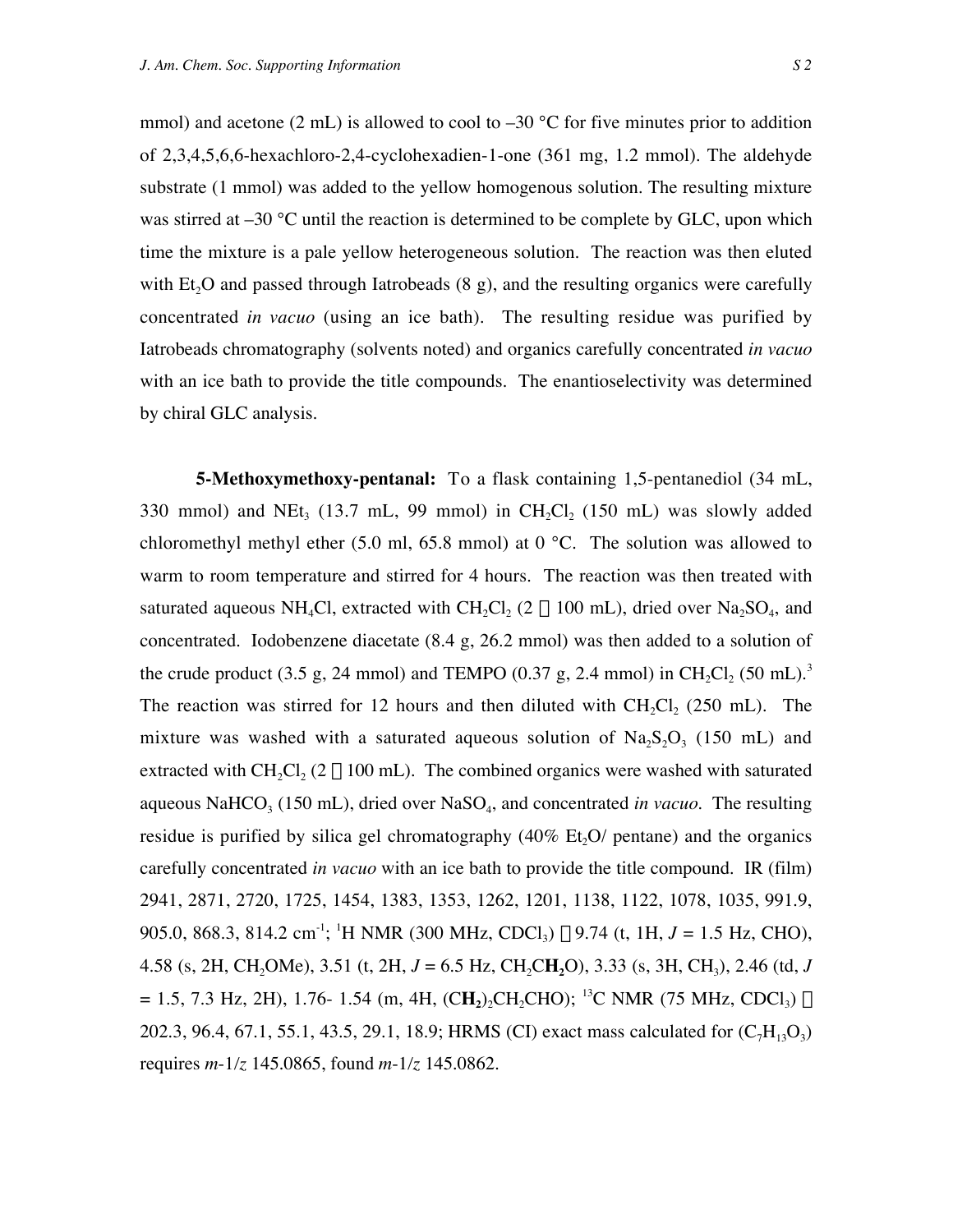mmol) and acetone (2 mL) is allowed to cool to –30 °C for five minutes prior to addition of 2,3,4,5,6,6-hexachloro-2,4-cyclohexadien-1-one (361 mg, 1.2 mmol). The aldehyde substrate (1 mmol) was added to the yellow homogenous solution. The resulting mixture was stirred at –30 °C until the reaction is determined to be complete by GLC, upon which time the mixture is a pale yellow heterogeneous solution. The reaction was then eluted with $Et_2O$ and passed through Iatrobeads (8 g), and the resulting organics were carefully concentrated *in vacuo* (using an ice bath). The resulting residue was purified by Iatrobeads chromatography (solvents noted) and organics carefully concentrated *in vacuo* with an ice bath to provide the title compounds. The enantioselectivity was determined by chiral GLC analysis.

**5-Methoxymethoxy-pentanal:** To a flask containing 1,5-pentanediol (34 mL, 330 mmol) and $NEt_3$ (13.7 mL, 99 mmol) in $CH_2Cl_2$ (150 mL) was slowly added chloromethyl methyl ether (5.0 ml, 65.8 mmol) at 0 °C. The solution was allowed to warm to room temperature and stirred for 4 hours. The reaction was then treated with saturated aqueous $NH_4Cl$, extracted with $CH_2Cl_2$ (2 × 100 mL), dried over $Na_2SO_4$, and concentrated. Iodobenzene diacetate (8.4 g, 26.2 mmol) was then added to a solution of the crude product (3.5 g, 24 mmol) and TEMPO (0.37 g, 2.4 mmol) in $CH_2Cl_2$ (50 mL).[3] The reaction was stirred for 12 hours and then diluted with $CH_2Cl_2$ (250 mL). The mixture was washed with a saturated aqueous solution of $Na_2S_2O_3$ (150 mL) and extracted with $CH_2Cl_2$ (2 × 100 mL). The combined organics were washed with saturated aqueous $NaHCO_3$ (150 mL), dried over $NaSO_4$, and concentrated *in vacuo*. The resulting residue is purified by silica gel chromatography (40% $Et_2O$/ pentane) and the organics carefully concentrated *in vacuo* with an ice bath to provide the title compound. IR (film) 2941, 2871, 2720, 1725, 1454, 1383, 1353, 1262, 1201, 1138, 1122, 1078, 1035, 991.9, 905.0, 868.3, 814.2 cm$^{-1}$; $^1$H NMR (300 MHz, $CDCl_3$) δ 9.74 (t, 1H, $J$ = 1.5 Hz, CHO), 4.58 (s, 2H, $CH_2OMe$), 3.51 (t, 2H, $J$ = 6.5 Hz, $CH_2C\mathbf{H_2}O$), 3.33 (s, 3H, $CH_3$), 2.46 (td, $J$ = 1.5, 7.3 Hz, 2H), 1.76- 1.54 (m, 4H, $(C\mathbf{H_2})_2CH_2CHO$); $^{13}$C NMR (75 MHz, $CDCl_3$) δ 202.3, 96.4, 67.1, 55.1, 43.5, 29.1, 18.9; HRMS (CI) exact mass calculated for ($C_7H_{13}O_3$) requires $m$-1/$z$ 145.0865, found $m$-1/$z$ 145.0862.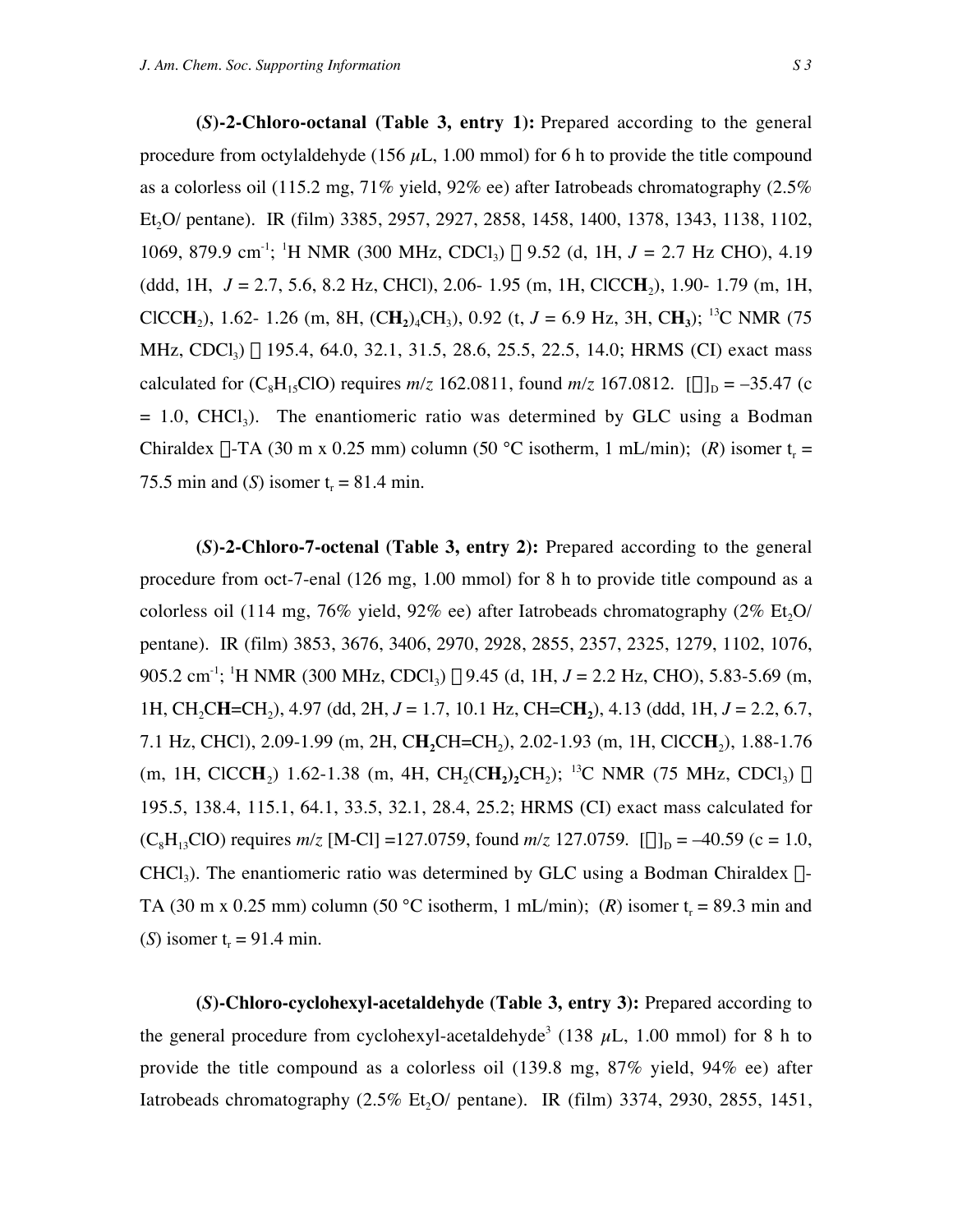**(*S*)-2-Chloro-octanal (Table 3, entry 1):** Prepared according to the general procedure from octylaldehyde (156 $\mu$L, 1.00 mmol) for 6 h to provide the title compound as a colorless oil (115.2 mg, 71% yield, 92% ee) after Iatrobeads chromatography (2.5% $Et_2O$/ pentane). IR (film) 3385, 2957, 2927, 2858, 1458, 1400, 1378, 1343, 1138, 1102, 1069, 879.9 $cm^{-1}$; $^1$H NMR (300 MHz, $CDCl_3$) $\delta$ 9.52 (d, 1H, *J* = 2.7 Hz CHO), 4.19 (ddd, 1H, *J* = 2.7, 5.6, 8.2 Hz, CHCl), 2.06- 1.95 (m, 1H, ClCC**H**$_2$), 1.90- 1.79 (m, 1H, ClCC**H**$_2$), 1.62- 1.26 (m, 8H, (C**H**$_2$)$_4$CH$_3$), 0.92 (t, *J* = 6.9 Hz, 3H, C**H**$_3$); $^{13}$C NMR (75 MHz, $CDCl_3$) $\delta$ 195.4, 64.0, 32.1, 31.5, 28.6, 25.5, 22.5, 14.0; HRMS (CI) exact mass calculated for ($C_8H_{15}ClO$) requires *m/z* 162.0811, found *m/z* 167.0812. $[\alpha]_D$ = –35.47 (c = 1.0, $CHCl_3$). The enantiomeric ratio was determined by GLC using a Bodman Chiraldex $\Gamma$-TA (30 m x 0.25 mm) column (50 °C isotherm, 1 mL/min); (*R*) isomer $t_r$ = 75.5 min and (*S*) isomer $t_r$ = 81.4 min.

**(*S*)-2-Chloro-7-octenal (Table 3, entry 2):** Prepared according to the general procedure from oct-7-enal (126 mg, 1.00 mmol) for 8 h to provide title compound as a colorless oil (114 mg, 76% yield, 92% ee) after Iatrobeads chromatography (2% $Et_2O$/ pentane). IR (film) 3853, 3676, 3406, 2970, 2928, 2855, 2357, 2325, 1279, 1102, 1076, 905.2 $cm^{-1}$; $^1$H NMR (300 MHz, $CDCl_3$) $\delta$ 9.45 (d, 1H, *J* = 2.2 Hz, CHO), 5.83-5.69 (m, 1H, CH$_2$C**H**=CH$_2$), 4.97 (dd, 2H, *J* = 1.7, 10.1 Hz, CH=C**H$_2$**), 4.13 (ddd, 1H, *J* = 2.2, 6.7, 7.1 Hz, CHCl), 2.09-1.99 (m, 2H, C**H$_2$**CH=CH$_2$), 2.02-1.93 (m, 1H, ClCC**H**$_2$), 1.88-1.76 (m, 1H, ClCC**H**$_2$) 1.62-1.38 (m, 4H, CH$_2$(C**H$_2$**)$_2$CH$_2$); $^{13}$C NMR (75 MHz, $CDCl_3$) $\delta$ 195.5, 138.4, 115.1, 64.1, 33.5, 32.1, 28.4, 25.2; HRMS (CI) exact mass calculated for ($C_8H_{13}ClO$) requires *m/z* [M-Cl] =127.0759, found *m/z* 127.0759. $[\alpha]_D$ = –40.59 (c = 1.0, $CHCl_3$). The enantiomeric ratio was determined by GLC using a Bodman Chiraldex $\Gamma$-TA (30 m x 0.25 mm) column (50 °C isotherm, 1 mL/min); (*R*) isomer $t_r$ = 89.3 min and (*S*) isomer $t_r$ = 91.4 min.

**(*S*)-Chloro-cyclohexyl-acetaldehyde (Table 3, entry 3):** Prepared according to the general procedure from cyclohexyl-acetaldehyde[3] (138 $\mu$L, 1.00 mmol) for 8 h to provide the title compound as a colorless oil (139.8 mg, 87% yield, 94% ee) after Iatrobeads chromatography (2.5% $Et_2O$/ pentane). IR (film) 3374, 2930, 2855, 1451,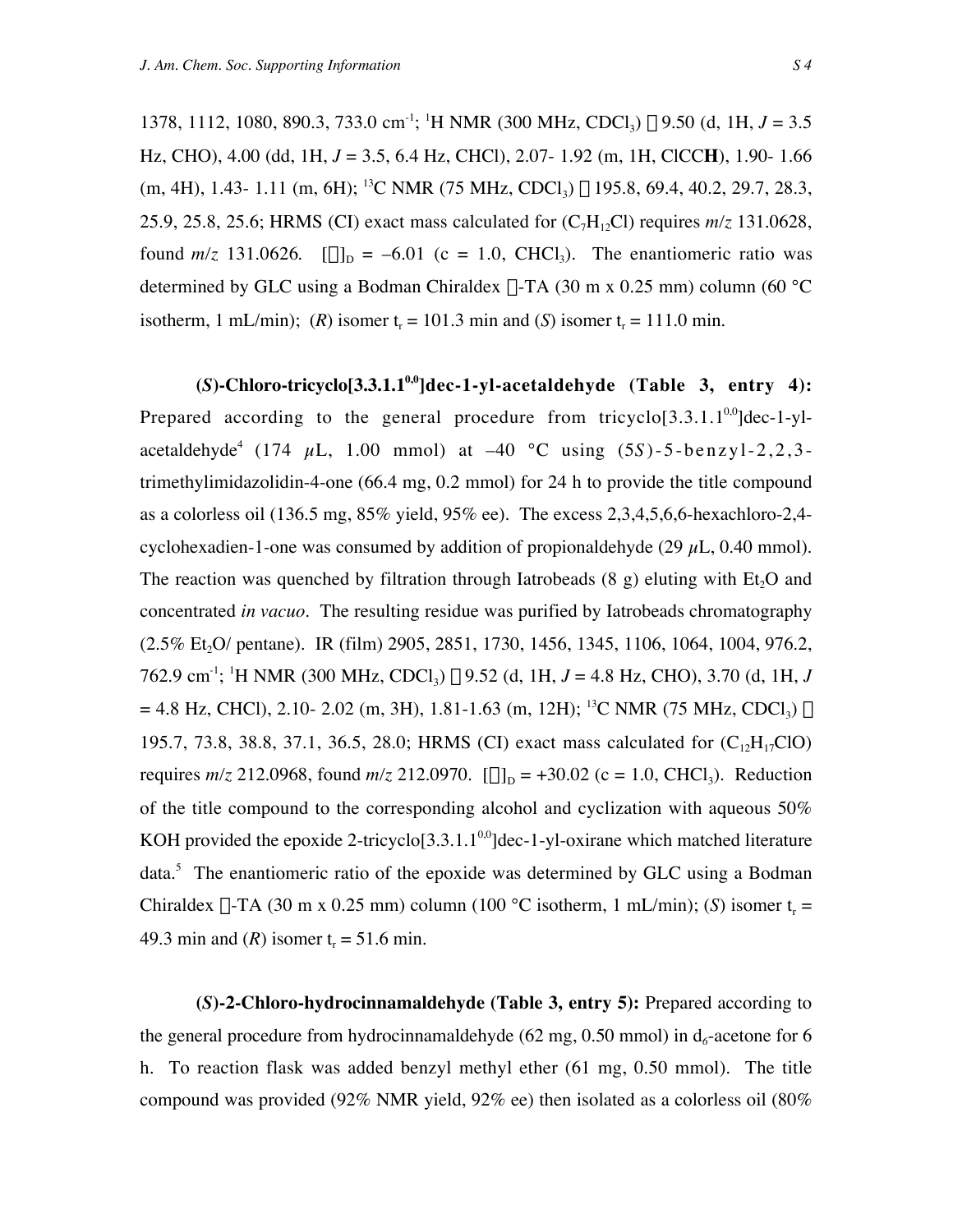1378, 1112, 1080, 890.3, 733.0 cm$^{-1}$; $^{1}$H NMR (300 MHz, $CDCl_3$) δ 9.50 (d, 1H, *J* = 3.5 Hz, CHO), 4.00 (dd, 1H, *J* = 3.5, 6.4 Hz, CHCl), 2.07- 1.92 (m, 1H, ClCC**H**), 1.90- 1.66 (m, 4H), 1.43- 1.11 (m, 6H); $^{13}$C NMR (75 MHz, $CDCl_3$) δ 195.8, 69.4, 40.2, 29.7, 28.3, 25.9, 25.8, 25.6; HRMS (CI) exact mass calculated for ($C_7H_{12}Cl$) requires *m/z* 131.0628, found *m/z* 131.0626. $[\alpha]_D$ = –6.01 (c = 1.0, $CHCl_3$). The enantiomeric ratio was determined by GLC using a Bodman Chiraldex γ-TA (30 m x 0.25 mm) column (60 °C isotherm, 1 mL/min); (*R*) isomer $t_r$ = 101.3 min and (*S*) isomer $t_r$ = 111.0 min.

**(*S*)-Chloro-tricyclo[3.3.1.1$^{0,0}$]dec-1-yl-acetaldehyde (Table 3, entry 4):** Prepared according to the general procedure from tricyclo[3.3.1.1$^{0,0}$]dec-1-yl-acetaldehyde[4] (174 μL, 1.00 mmol) at –40 °C using (5*S*)-5-benzyl-2,2,3-trimethylimidazolidin-4-one (66.4 mg, 0.2 mmol) for 24 h to provide the title compound as a colorless oil (136.5 mg, 85% yield, 95% ee). The excess 2,3,4,5,6,6-hexachloro-2,4-cyclohexadien-1-one was consumed by addition of propionaldehyde (29 μL, 0.40 mmol). The reaction was quenched by filtration through Iatrobeads (8 g) eluting with $Et_2O$ and concentrated *in vacuo*. The resulting residue was purified by Iatrobeads chromatography (2.5% $Et_2O$/ pentane). IR (film) 2905, 2851, 1730, 1456, 1345, 1106, 1064, 1004, 976.2, 762.9 cm$^{-1}$; $^{1}$H NMR (300 MHz, $CDCl_3$) δ 9.52 (d, 1H, *J* = 4.8 Hz, CHO), 3.70 (d, 1H, *J* = 4.8 Hz, CHCl), 2.10- 2.02 (m, 3H), 1.81-1.63 (m, 12H); $^{13}$C NMR (75 MHz, $CDCl_3$) δ 195.7, 73.8, 38.8, 37.1, 36.5, 28.0; HRMS (CI) exact mass calculated for ($C_{12}H_{17}ClO$) requires *m/z* 212.0968, found *m/z* 212.0970. $[\alpha]_D$ = +30.02 (c = 1.0, $CHCl_3$). Reduction of the title compound to the corresponding alcohol and cyclization with aqueous 50% KOH provided the epoxide 2-tricyclo[3.3.1.1$^{0,0}$]dec-1-yl-oxirane which matched literature data.[5] The enantiomeric ratio of the epoxide was determined by GLC using a Bodman Chiraldex γ-TA (30 m x 0.25 mm) column (100 °C isotherm, 1 mL/min); (*S*) isomer $t_r$ = 49.3 min and (*R*) isomer $t_r$ = 51.6 min.

**(*S*)-2-Chloro-hydrocinnamaldehyde (Table 3, entry 5):** Prepared according to the general procedure from hydrocinnamaldehyde (62 mg, 0.50 mmol) in $d_6$-acetone for 6 h. To reaction flask was added benzyl methyl ether (61 mg, 0.50 mmol). The title compound was provided (92% NMR yield, 92% ee) then isolated as a colorless oil (80%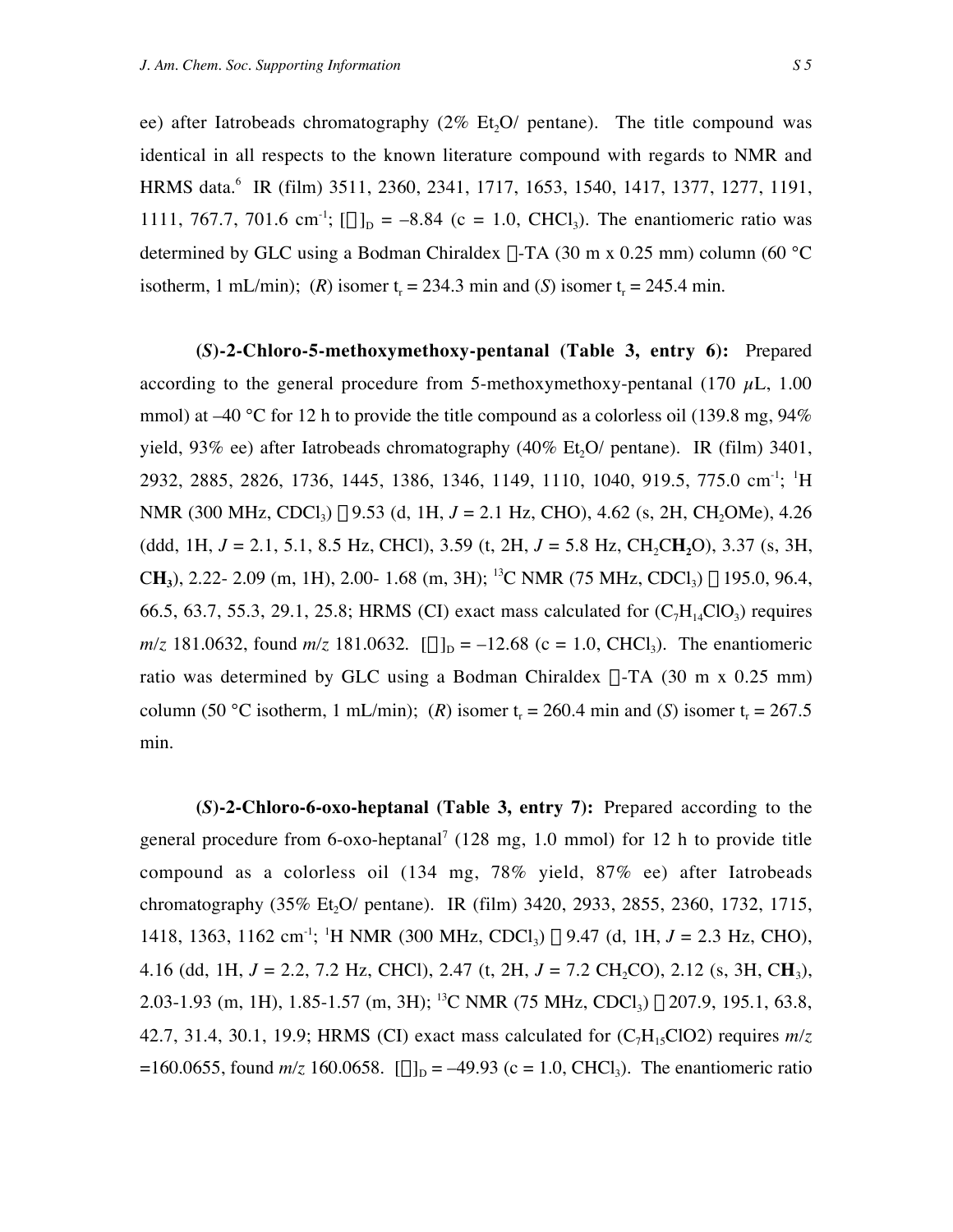ee) after Iatrobeads chromatography (2% $Et_2O$/ pentane). The title compound was identical in all respects to the known literature compound with regards to NMR and HRMS data.[6] IR (film) 3511, 2360, 2341, 1717, 1653, 1540, 1417, 1377, 1277, 1191, 1111, 767.7, 701.6 $cm^{-1}$; $[\alpha]_D$ = –8.84 (c = 1.0, $CHCl_3$). The enantiomeric ratio was determined by GLC using a Bodman Chiraldex Γ-TA (30 m x 0.25 mm) column (60 °C isotherm, 1 mL/min); (*R*) isomer $t_r$ = 234.3 min and (*S*) isomer $t_r$ = 245.4 min.

**(*S*)-2-Chloro-5-methoxymethoxy-pentanal (Table 3, entry 6):** Prepared according to the general procedure from 5-methoxymethoxy-pentanal (170 μL, 1.00 mmol) at –40 °C for 12 h to provide the title compound as a colorless oil (139.8 mg, 94% yield, 93% ee) after Iatrobeads chromatography (40% $Et_2O$/ pentane). IR (film) 3401, 2932, 2885, 2826, 1736, 1445, 1386, 1346, 1149, 1110, 1040, 919.5, 775.0 $cm^{-1}$; $^1H$ NMR (300 MHz, $CDCl_3$) δ 9.53 (d, 1H, *J* = 2.1 Hz, CHO), 4.62 (s, 2H, $CH_2OMe$), 4.26 (ddd, 1H, *J* = 2.1, 5.1, 8.5 Hz, CHCl), 3.59 (t, 2H, *J* = 5.8 Hz, $CH_2C\mathbf{H_2}O$), 3.37 (s, 3H, $C\mathbf{H_3}$), 2.22- 2.09 (m, 1H), 2.00- 1.68 (m, 3H); $^{13}C$ NMR (75 MHz, $CDCl_3$) δ 195.0, 96.4, 66.5, 63.7, 55.3, 29.1, 25.8; HRMS (CI) exact mass calculated for ($C_7H_{14}ClO_3$) requires *m/z* 181.0632, found *m/z* 181.0632. $[\alpha]_D$ = –12.68 (c = 1.0, $CHCl_3$). The enantiomeric ratio was determined by GLC using a Bodman Chiraldex Γ-TA (30 m x 0.25 mm) column (50 °C isotherm, 1 mL/min); (*R*) isomer $t_r$ = 260.4 min and (*S*) isomer $t_r$ = 267.5 min.

**(*S*)-2-Chloro-6-oxo-heptanal (Table 3, entry 7):** Prepared according to the general procedure from 6-oxo-heptanal[7] (128 mg, 1.0 mmol) for 12 h to provide title compound as a colorless oil (134 mg, 78% yield, 87% ee) after Iatrobeads chromatography (35% $Et_2O$/ pentane). IR (film) 3420, 2933, 2855, 2360, 1732, 1715, 1418, 1363, 1162 $cm^{-1}$; $^1H$ NMR (300 MHz, $CDCl_3$) δ 9.47 (d, 1H, *J* = 2.3 Hz, CHO), 4.16 (dd, 1H, *J* = 2.2, 7.2 Hz, CHCl), 2.47 (t, 2H, *J* = 7.2 $CH_2CO$), 2.12 (s, 3H, $C\mathbf{H}_3$), 2.03-1.93 (m, 1H), 1.85-1.57 (m, 3H); $^{13}C$ NMR (75 MHz, $CDCl_3$) δ 207.9, 195.1, 63.8, 42.7, 31.4, 30.1, 19.9; HRMS (CI) exact mass calculated for ($C_7H_{15}ClO2$) requires *m/z* =160.0655, found *m/z* 160.0658. $[\alpha]_D$ = –49.93 (c = 1.0, $CHCl_3$). The enantiomeric ratio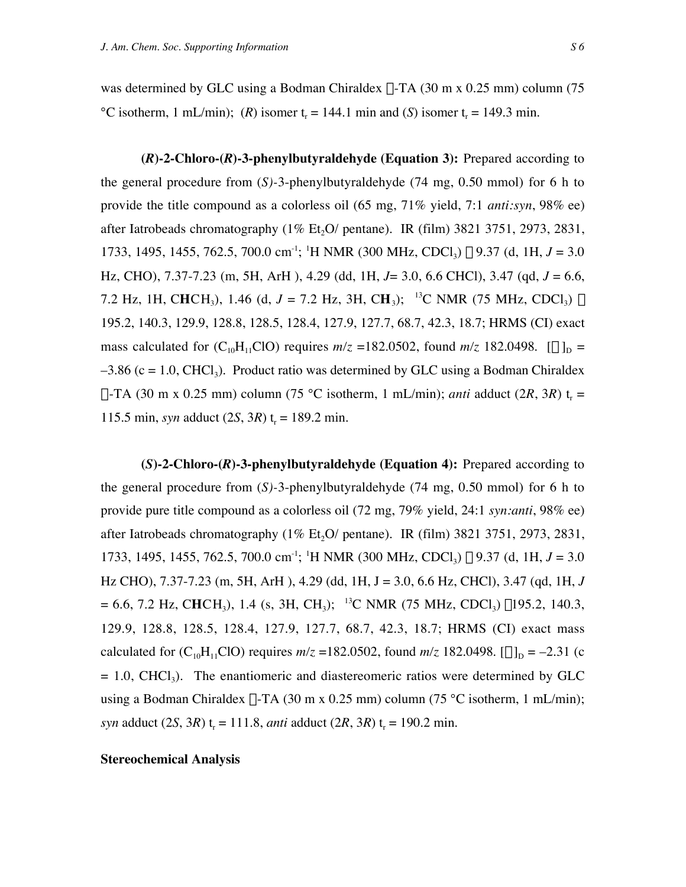was determined by GLC using a Bodman Chiraldex Γ-TA (30 m x 0.25 mm) column (75 °C isotherm, 1 mL/min); (*R*) isomer $t_r$ = 144.1 min and (*S*) isomer $t_r$ = 149.3 min.

**(*R*)-2-Chloro-(*R*)-3-phenylbutyraldehyde (Equation 3):** Prepared according to the general procedure from (*S*)-3-phenylbutyraldehyde (74 mg, 0.50 mmol) for 6 h to provide the title compound as a colorless oil (65 mg, 71% yield, 7:1 *anti:syn*, 98% ee) after Iatrobeads chromatography (1% $Et_2O$/ pentane). IR (film) 3821 3751, 2973, 2831, 1733, 1495, 1455, 762.5, 700.0 $cm^{-1}$; $^1H$ NMR (300 MHz, $CDCl_3$) δ 9.37 (d, 1H, *J* = 3.0 Hz, CHO), 7.37-7.23 (m, 5H, ArH ), 4.29 (dd, 1H, *J*= 3.0, 6.6 CHCl), 3.47 (qd, *J* = 6.6, 7.2 Hz, 1H, C**H**$CH_3$), 1.46 (d, *J* = 7.2 Hz, 3H, C**H**$_3$); $^{13}C$ NMR (75 MHz, $CDCl_3$) δ 195.2, 140.3, 129.9, 128.8, 128.5, 128.4, 127.9, 127.7, 68.7, 42.3, 18.7; HRMS (CI) exact mass calculated for ($C_{10}H_{11}ClO$) requires *m/z* =182.0502, found *m/z* 182.0498. $[\alpha]_D$ = –3.86 (c = 1.0, $CHCl_3$). Product ratio was determined by GLC using a Bodman Chiraldex Γ-TA (30 m x 0.25 mm) column (75 °C isotherm, 1 mL/min); *anti* adduct (2*R*, 3*R*) $t_r$ = 115.5 min, *syn* adduct (2*S*, 3*R*) $t_r$ = 189.2 min.

**(*S*)-2-Chloro-(*R*)-3-phenylbutyraldehyde (Equation 4):** Prepared according to the general procedure from (*S*)-3-phenylbutyraldehyde (74 mg, 0.50 mmol) for 6 h to provide pure title compound as a colorless oil (72 mg, 79% yield, 24:1 *syn:anti*, 98% ee) after Iatrobeads chromatography (1% $Et_2O$/ pentane). IR (film) 3821 3751, 2973, 2831, 1733, 1495, 1455, 762.5, 700.0 $cm^{-1}$; $^1H$ NMR (300 MHz, $CDCl_3$) δ 9.37 (d, 1H, *J* = 3.0 Hz CHO), 7.37-7.23 (m, 5H, ArH ), 4.29 (dd, 1H, J = 3.0, 6.6 Hz, CHCl), 3.47 (qd, 1H, *J* = 6.6, 7.2 Hz, C**H**$CH_3$), 1.4 (s, 3H, $CH_3$); $^{13}C$ NMR (75 MHz, $CDCl_3$) δ195.2, 140.3, 129.9, 128.8, 128.5, 128.4, 127.9, 127.7, 68.7, 42.3, 18.7; HRMS (CI) exact mass calculated for ($C_{10}H_{11}ClO$) requires *m/z* =182.0502, found *m/z* 182.0498. $[\alpha]_D$ = –2.31 (c = 1.0, $CHCl_3$). The enantiomeric and diastereomeric ratios were determined by GLC using a Bodman Chiraldex Γ-TA (30 m x 0.25 mm) column (75 °C isotherm, 1 mL/min); *syn* adduct (2*S*, 3*R*) $t_r$ = 111.8, *anti* adduct (2*R*, 3*R*) $t_r$ = 190.2 min.

**Stereochemical Analysis**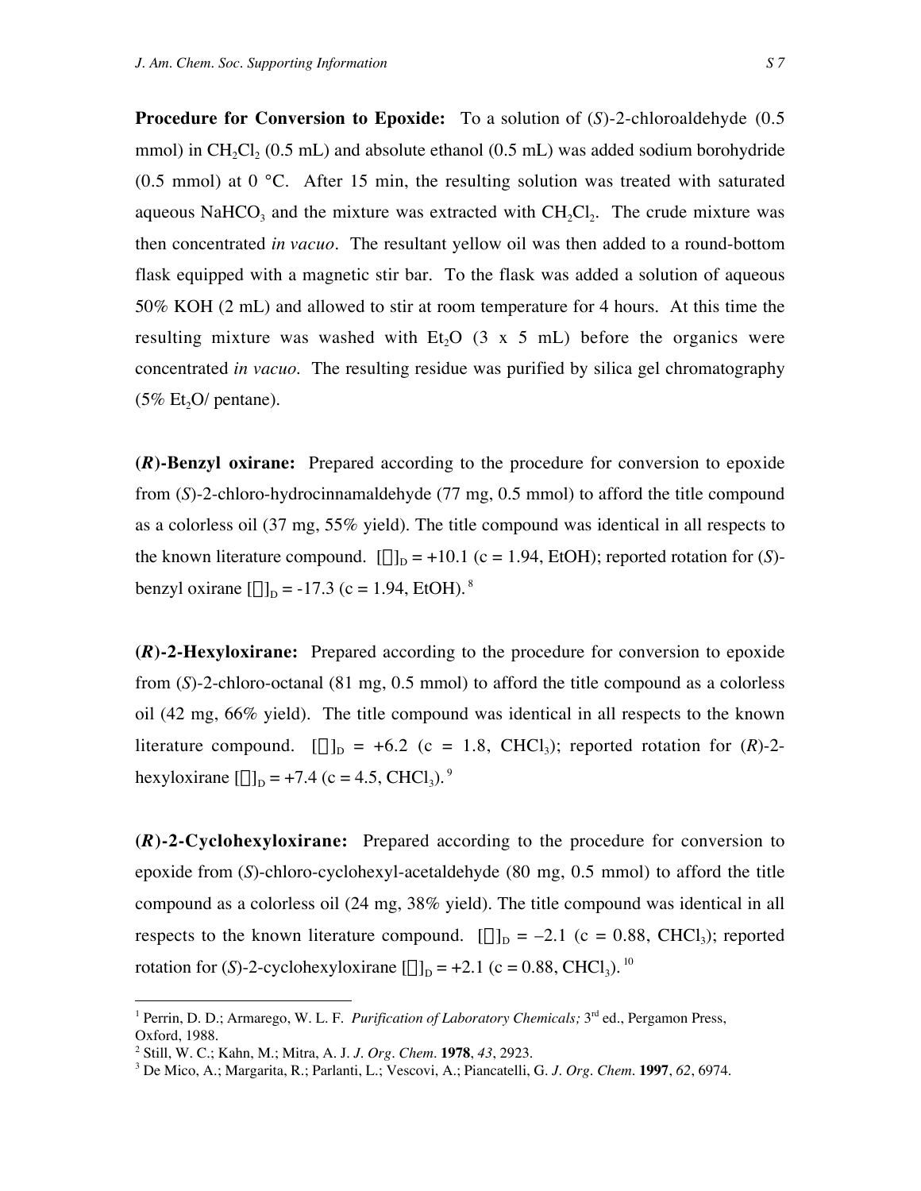**Procedure for Conversion to Epoxide:** To a solution of (*S*)-2-chloroaldehyde (0.5 mmol) in $CH_2Cl_2$ (0.5 mL) and absolute ethanol (0.5 mL) was added sodium borohydride (0.5 mmol) at 0 °C. After 15 min, the resulting solution was treated with saturated aqueous $NaHCO_3$ and the mixture was extracted with $CH_2Cl_2$. The crude mixture was then concentrated *in vacuo*. The resultant yellow oil was then added to a round-bottom flask equipped with a magnetic stir bar. To the flask was added a solution of aqueous 50% KOH (2 mL) and allowed to stir at room temperature for 4 hours. At this time the resulting mixture was washed with $Et_2O$ (3 x 5 mL) before the organics were concentrated *in vacuo*. The resulting residue was purified by silica gel chromatography (5% $Et_2O$/ pentane).

**(*R*)-Benzyl oxirane:** Prepared according to the procedure for conversion to epoxide from (*S*)-2-chloro-hydrocinnamaldehyde (77 mg, 0.5 mmol) to afford the title compound as a colorless oil (37 mg, 55% yield). The title compound was identical in all respects to the known literature compound. $[\alpha]_D$ = +10.1 (c = 1.94, EtOH); reported rotation for (*S*)-benzyl oxirane $[\alpha]_D$ = -17.3 (c = 1.94, EtOH).[8]

**(*R*)-2-Hexyloxirane:** Prepared according to the procedure for conversion to epoxide from (*S*)-2-chloro-octanal (81 mg, 0.5 mmol) to afford the title compound as a colorless oil (42 mg, 66% yield). The title compound was identical in all respects to the known literature compound. $[\alpha]_D$ = +6.2 (c = 1.8, $CHCl_3$); reported rotation for (*R*)-2-hexyloxirane $[\alpha]_D$ = +7.4 (c = 4.5, $CHCl_3$).[9]

**(*R*)-2-Cyclohexyloxirane:** Prepared according to the procedure for conversion to epoxide from (*S*)-chloro-cyclohexyl-acetaldehyde (80 mg, 0.5 mmol) to afford the title compound as a colorless oil (24 mg, 38% yield). The title compound was identical in all respects to the known literature compound. $[\alpha]_D$ = –2.1 (c = 0.88, $CHCl_3$); reported rotation for (*S*)-2-cyclohexyloxirane $[\alpha]_D$ = +2.1 (c = 0.88, $CHCl_3$).[10]

---

[1] Perrin, D. D.; Armarego, W. L. F. *Purification of Laboratory Chemicals;* 3rd ed., Pergamon Press, Oxford, 1988.

[2] Still, W. C.; Kahn, M.; Mitra, A. J. *J. Org. Chem.* **1978**, *43*, 2923.

[3] De Mico, A.; Margarita, R.; Parlanti, L.; Vescovi, A.; Piancatelli, G. *J. Org. Chem.* **1997**, *62*, 6974.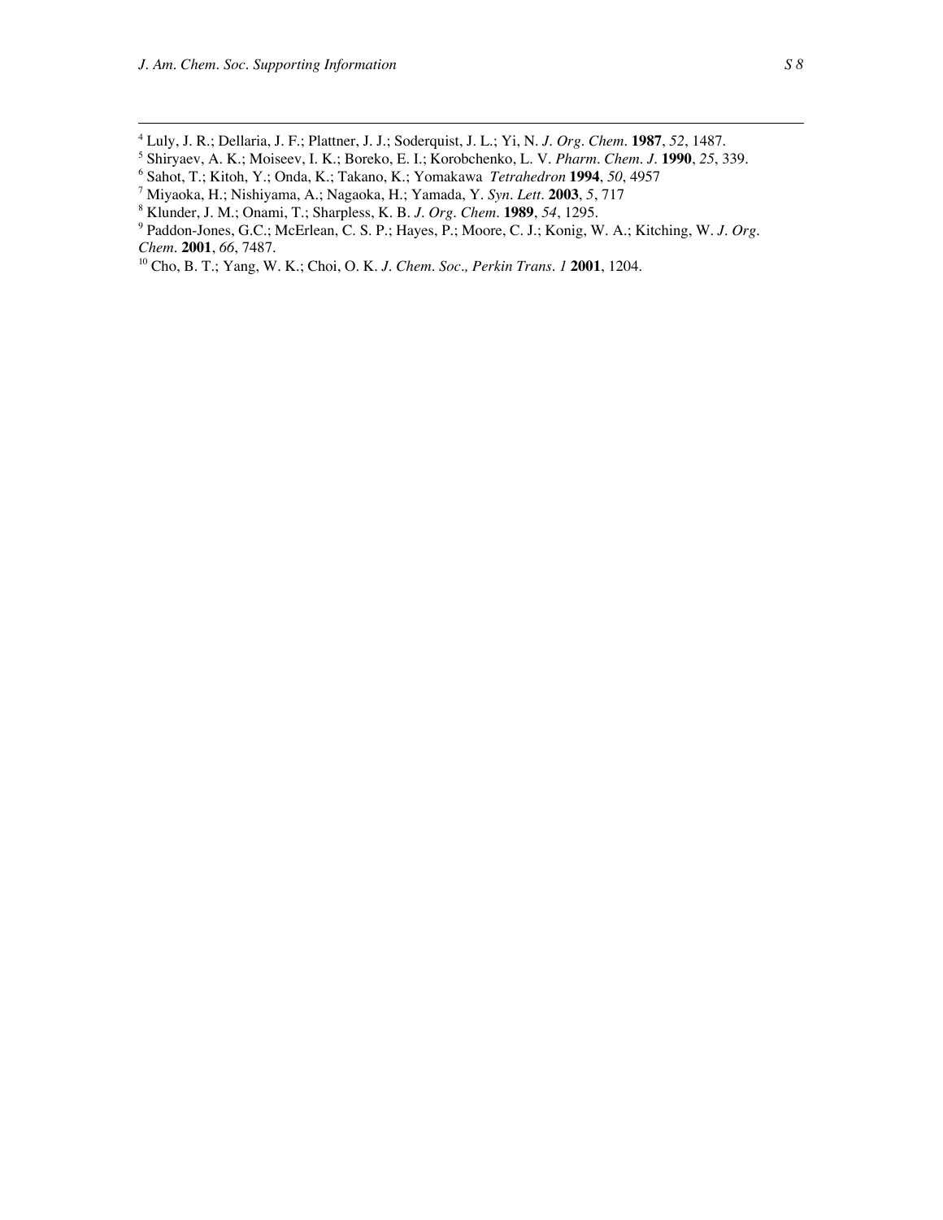[4] Luly, J. R.; Dellaria, J. F.; Plattner, J. J.; Soderquist, J. L.; Yi, N. *J. Org. Chem.* **1987**, *52*, 1487.

[5] Shiryaev, A. K.; Moiseev, I. K.; Boreko, E. I.; Korobchenko, L. V. *Pharm. Chem. J.* **1990**, *25*, 339.

[6] Sahot, T.; Kitoh, Y.; Onda, K.; Takano, K.; Yomakawa *Tetrahedron* **1994**, *50*, 4957

[7] Miyaoka, H.; Nishiyama, A.; Nagaoka, H.; Yamada, Y. *Syn. Lett.* **2003**, *5*, 717

[8] Klunder, J. M.; Onami, T.; Sharpless, K. B. *J. Org. Chem.* **1989**, *54*, 1295.

[9] Paddon-Jones, G.C.; McErlean, C. S. P.; Hayes, P.; Moore, C. J.; Konig, W. A.; Kitching, W. *J. Org. Chem.* **2001**, *66*, 7487.

[10] Cho, B. T.; Yang, W. K.; Choi, O. K. *J. Chem. Soc., Perkin Trans. 1* **2001**, 1204.